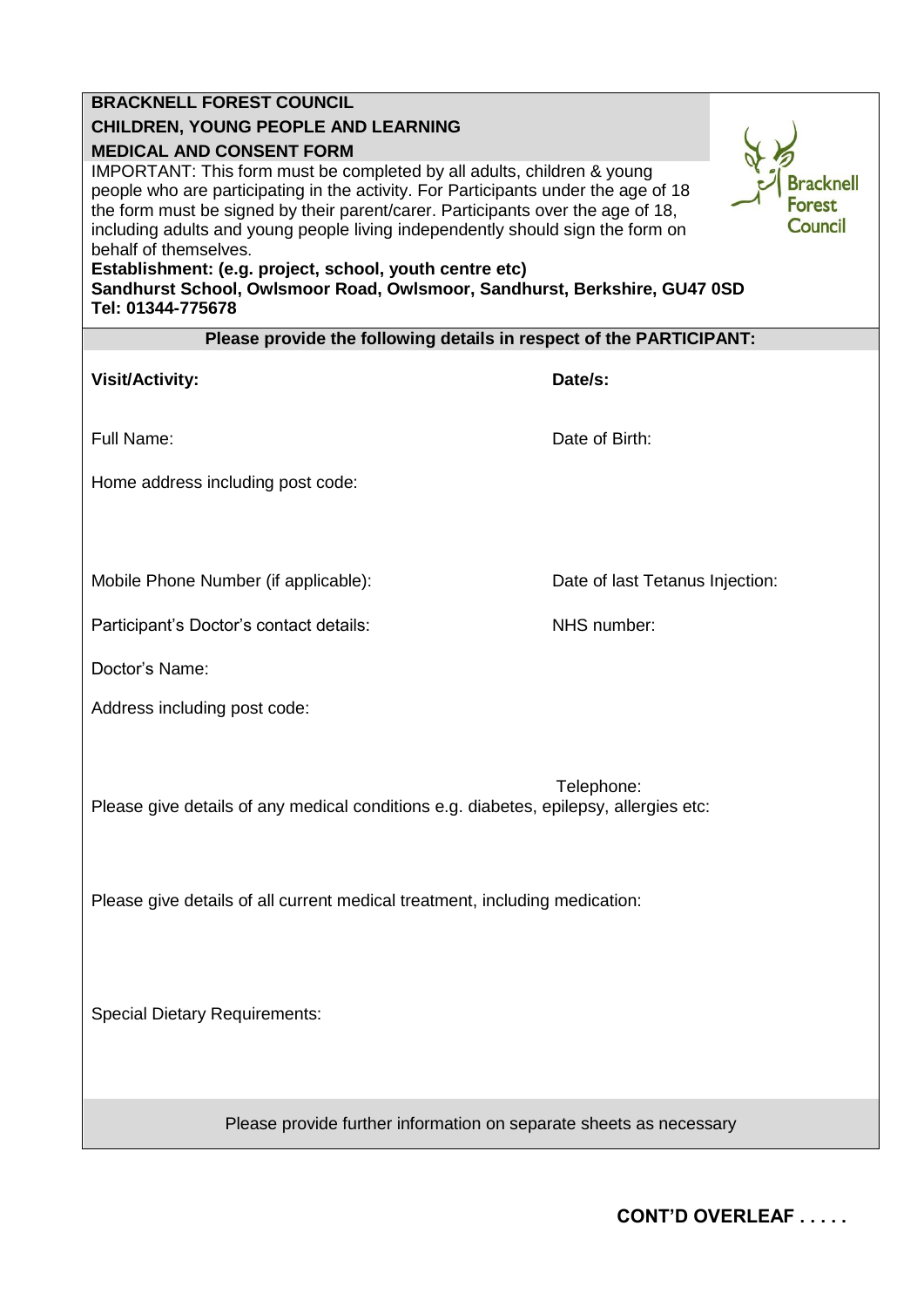**BRACKNELL FOREST COUNCIL**
**CHILDREN, YOUNG PEOPLE AND LEARNING**
**MEDICAL AND CONSENT FORM**

IMPORTANT: This form must be completed by all adults, children & young people who are participating in the activity. For Participants under the age of 18 the form must be signed by their parent/carer. Participants over the age of 18, including adults and young people living independently should sign the form on behalf of themselves.

**Establishment: (e.g. project, school, youth centre etc)**
**Sandhurst School, Owlsmoor Road, Owlsmoor, Sandhurst, Berkshire, GU47 0SD**
**Tel: 01344-775678**

**Please provide the following details in respect of the PARTICIPANT:**

**Visit/Activity:**

**Date/s:**

Full Name:

Date of Birth:

Home address including post code:

Mobile Phone Number (if applicable):

Date of last Tetanus Injection:

Participant's Doctor's contact details:

NHS number:

Doctor's Name:

Address including post code:

Telephone:

Please give details of any medical conditions e.g. diabetes, epilepsy, allergies etc:

Please give details of all current medical treatment, including medication:

Special Dietary Requirements:

Please provide further information on separate sheets as necessary

**CONT'D OVERLEAF . . . . .**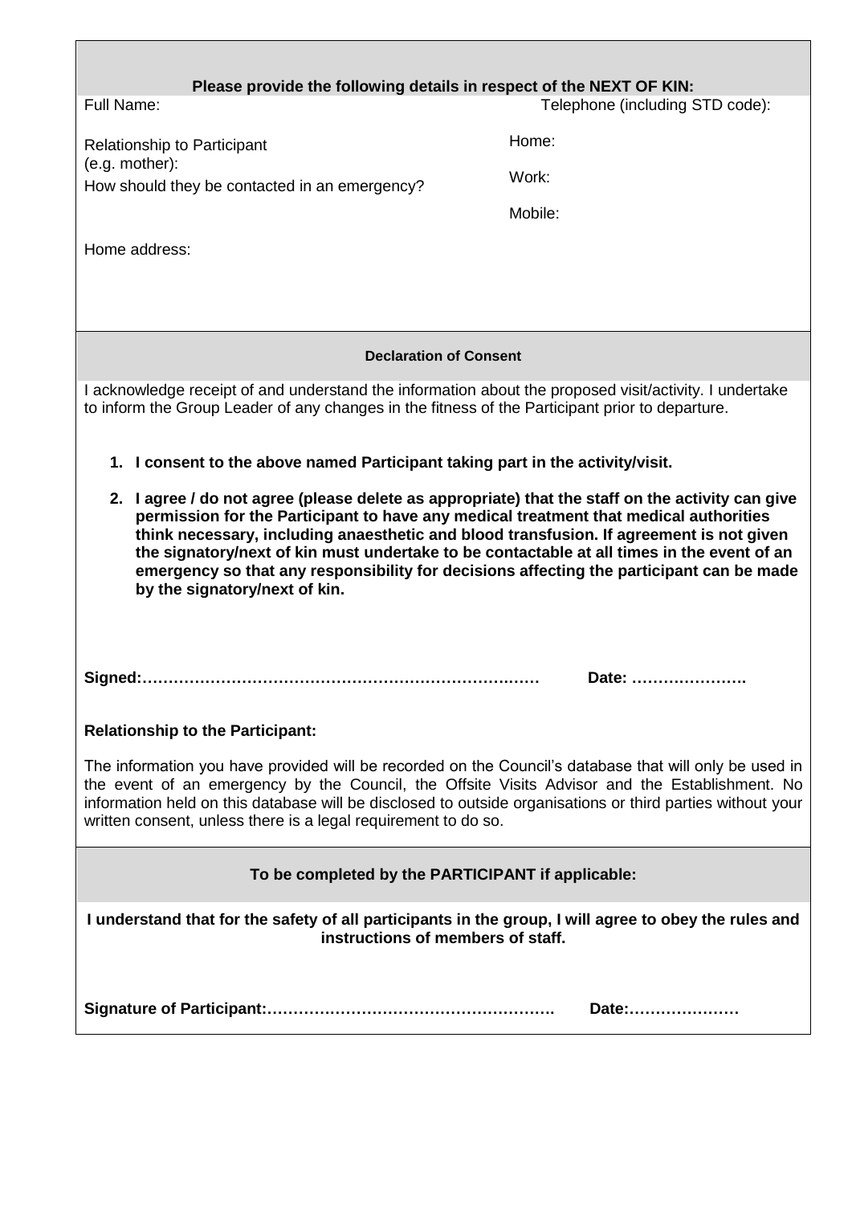**Please provide the following details in respect of the NEXT OF KIN:**

Full Name:

Telephone (including STD code):

Relationship to Participant (e.g. mother):

Home:

Work:

How should they be contacted in an emergency?

Mobile:

Home address:

**Declaration of Consent**

I acknowledge receipt of and understand the information about the proposed visit/activity. I undertake to inform the Group Leader of any changes in the fitness of the Participant prior to departure.

1. **I consent to the above named Participant taking part in the activity/visit.**
2. **I agree / do not agree (please delete as appropriate) that the staff on the activity can give permission for the Participant to have any medical treatment that medical authorities think necessary, including anaesthetic and blood transfusion. If agreement is not given the signatory/next of kin must undertake to be contactable at all times in the event of an emergency so that any responsibility for decisions affecting the participant can be made by the signatory/next of kin.**

**Signed:…………………………………………………………….……** **Date: ………………….**

**Relationship to the Participant:**

The information you have provided will be recorded on the Council's database that will only be used in the event of an emergency by the Council, the Offsite Visits Advisor and the Establishment. No information held on this database will be disclosed to outside organisations or third parties without your written consent, unless there is a legal requirement to do so.

**To be completed by the PARTICIPANT if applicable:**

**I understand that for the safety of all participants in the group, I will agree to obey the rules and instructions of members of staff.**

**Signature of Participant:……………………………………………….** **Date:…………………**